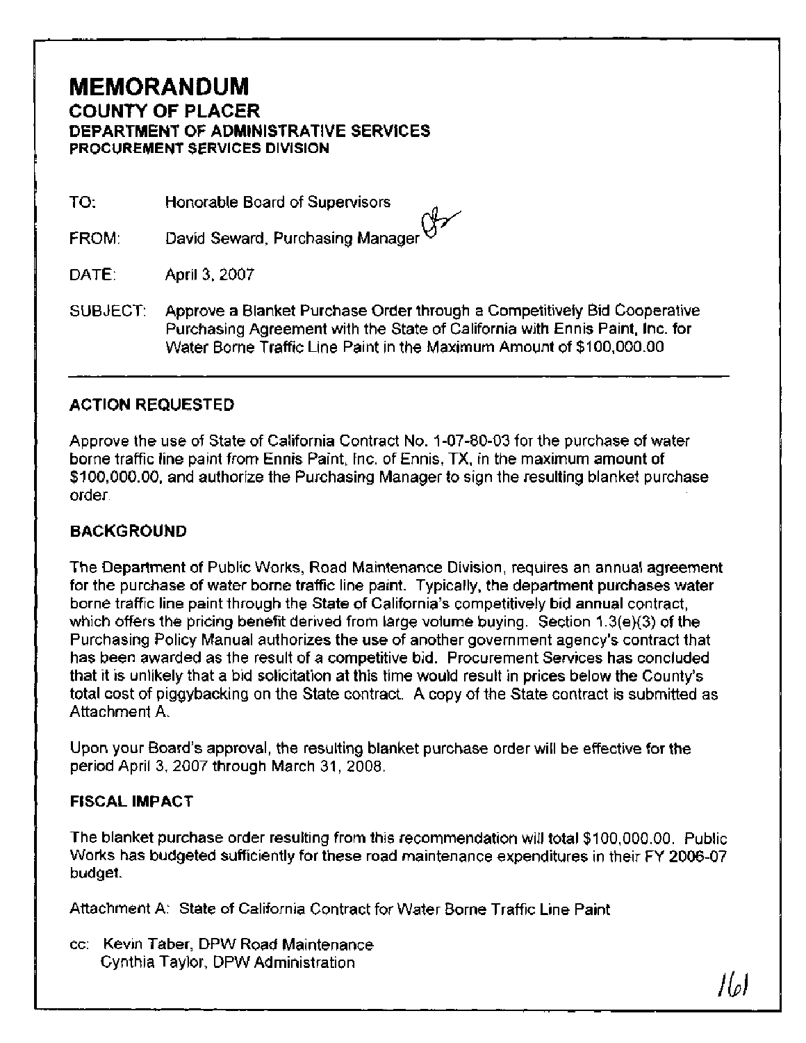# MEMORANDUM

## COUNTY OF PLACER

### DEPARTMENT OF ADMINISTRATIVE SERVICES

#### PROCUREMENT SERVICES DIVISION

TO: Honorable Board of Supervisors

FROM: David Seward, Purchasing Manager

DATE: April 3, 2007

SUBJECT: Approve a Blanket Purchase Order through a Competitively Bid Cooperative Purchasing Agreement with the State of California with Ennis Paint, Inc. for Water Borne Traffic Line Paint in the Maximum Amount of $100,000.00

---

## ACTION REQUESTED

Approve the use of State of California Contract No. 1-07-80-03 for the purchase of water borne traffic line paint from Ennis Paint, Inc. of Ennis, TX, in the maximum amount of $100,000.00, and authorize the Purchasing Manager to sign the resulting blanket purchase order.

## BACKGROUND

The Department of Public Works, Road Maintenance Division, requires an annual agreement for the purchase of water borne traffic line paint. Typically, the department purchases water borne traffic line paint through the State of California's competitively bid annual contract, which offers the pricing benefit derived from large volume buying. Section 1.3(e)(3) of the Purchasing Policy Manual authorizes the use of another government agency's contract that has been awarded as the result of a competitive bid. Procurement Services has concluded that it is unlikely that a bid solicitation at this time would result in prices below the County's total cost of piggybacking on the State contract. A copy of the State contract is submitted as Attachment A.

Upon your Board's approval, the resulting blanket purchase order will be effective for the period April 3, 2007 through March 31, 2008.

## FISCAL IMPACT

The blanket purchase order resulting from this recommendation will total $100,000.00. Public Works has budgeted sufficiently for these road maintenance expenditures in their FY 2006-07 budget.

Attachment A: State of California Contract for Water Borne Traffic Line Paint

cc: Kevin Taber, DPW Road Maintenance
Cynthia Taylor, DPW Administration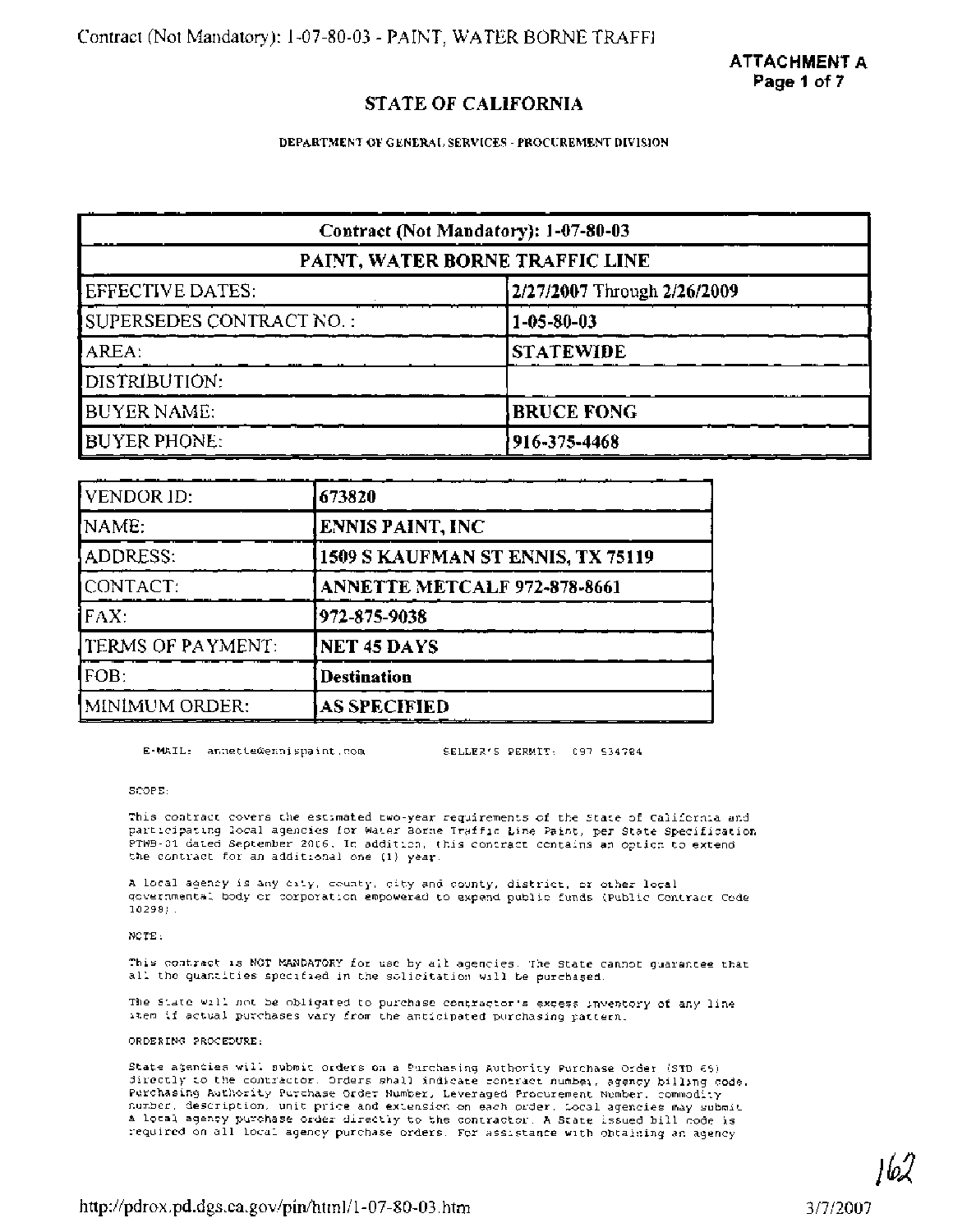**ATTACHMENT A**
**Page 1 of 7**

# STATE OF CALIFORNIA

DEPARTMENT OF GENERAL SERVICES - PROCUREMENT DIVISION

| Contract (Not Mandatory): 1-07-80-03 | |
|---|---|
| **PAINT, WATER BORNE TRAFFIC LINE** | |
| EFFECTIVE DATES: | 2/27/2007 Through 2/26/2009 |
| SUPERSEDES CONTRACT NO.: | 1-05-80-03 |
| AREA: | STATEWIDE |
| DISTRIBUTION: | |
| BUYER NAME: | BRUCE FONG |
| BUYER PHONE: | 916-375-4468 |

| VENDOR ID: | 673820 |
|---|---|
| NAME: | ENNIS PAINT, INC |
| ADDRESS: | 1509 S KAUFMAN ST ENNIS, TX 75119 |
| CONTACT: | ANNETTE METCALF 972-878-8661 |
| FAX: | 972-875-9038 |
| TERMS OF PAYMENT: | NET 45 DAYS |
| FOB: | Destination |
| MINIMUM ORDER: | AS SPECIFIED |

E-MAIL: annette@ennispaint.com SELLER'S PERMIT: 097 534784

SCOPE:

This contract covers the estimated two-year requirements of the State of California and participating local agencies for Water Borne Traffic Line Paint, per State Specification PTWB-01 dated September 2006. In addition, this contract contains an option to extend the contract for an additional one (1) year.

A local agency is any city, county, city and county, district, or other local governmental body or corporation empowered to expend public funds (Public Contract Code 10298).

NOTE:

This contract is NOT MANDATORY for use by all agencies. The State cannot guarantee that all the quantities specified in the solicitation will be purchased.

The State will not be obligated to purchase contractor's excess inventory of any line item if actual purchases vary from the anticipated purchasing pattern.

ORDERING PROCEDURE:

State agencies will submit orders on a Purchasing Authority Purchase Order (STD 65) directly to the contractor. Orders shall indicate contract number, agency billing code, Purchasing Authority Purchase Order Number, Leveraged Procurement Number, commodity number, description, unit price and extension on each order. Local agencies may submit a local agency purchase order directly to the contractor. A State issued bill code is required on all local agency purchase orders. For assistance with obtaining an agency

162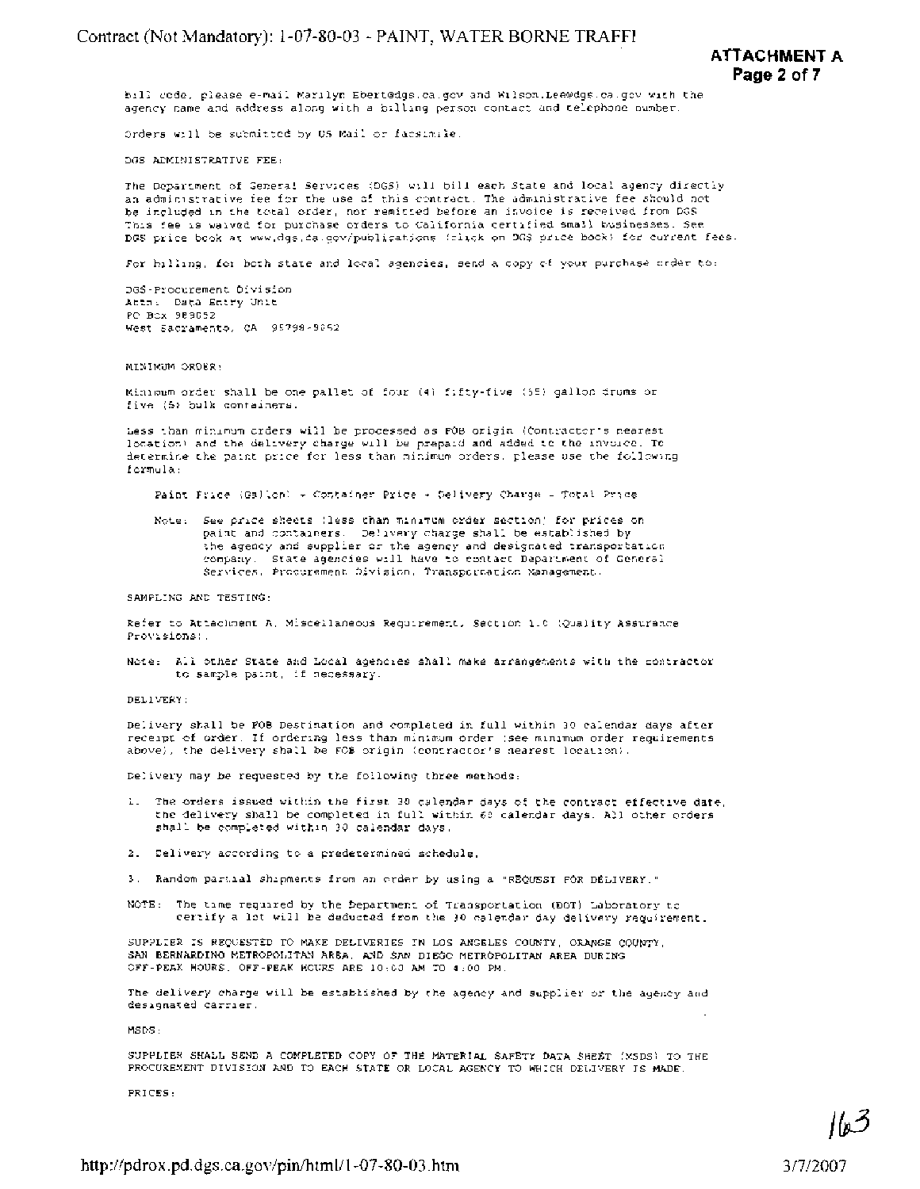bill code, please e-mail Marilyn.Ebert@dgs.ca.gov and Wilson.Lee@dgs.ca.gov with the agency name and address along with a billing person contact and telephone number.

Orders will be submitted by US Mail or facsimile.

DGS ADMINISTRATIVE FEE:

The Department of General Services (DGS) will bill each State and local agency directly an administrative fee for the use of this contract. The administrative fee should not be included in the total order, nor remitted before an invoice is received from DGS. This fee is waived for purchase orders to California certified small businesses. See DGS price book at www.dgs.ca.gov/publications (click on DGS price book) for current fees.

For billing, for both state and local agencies, send a copy of your purchase order to:

DGS-Procurement Division
Attn: Data Entry Unit
PO Box 989052
West Sacramento, CA 95798-9052

MINIMUM ORDER:

Minimum order shall be one pallet of four (4) fifty-five (55) gallon drums or five (5) bulk containers.

Less than minimum orders will be processed as FOB origin (Contractor's nearest location) and the delivery charge will be prepaid and added to the invoice. To determine the paint price for less than minimum orders, please use the following formula:

Paint Price (Gallon) + Container Price + Delivery Charge = Total Price

Note: See price sheets (less than minimum order section) for prices on paint and containers. Delivery charge shall be established by the agency and supplier or the agency and designated transportation company. State agencies will have to contact Department of General Services, Procurement Division, Transportation Management.

SAMPLING AND TESTING:

Refer to Attachment A, Miscellaneous Requirement, Section 1.0 (Quality Assurance Provisions).

Note: All other State and Local agencies shall make arrangements with the contractor to sample paint, if necessary.

DELIVERY:

Delivery shall be FOB Destination and completed in full within 30 calendar days after receipt of order. If ordering less than minimum order (see minimum order requirements above), the delivery shall be FOB origin (contractor's nearest location).

Delivery may be requested by the following three methods:

1. The orders issued within the first 30 calendar days of the contract effective date, the delivery shall be completed in full within 60 calendar days. All other orders shall be completed within 30 calendar days.
2. Delivery according to a predetermined schedule.
3. Random partial shipments from an order by using a "REQUEST FOR DELIVERY."

NOTE: The time required by the Department of Transportation (DOT) Laboratory to certify a lot will be deducted from the 30 calendar day delivery requirement.

SUPPLIER IS REQUESTED TO MAKE DELIVERIES IN LOS ANGELES COUNTY, ORANGE COUNTY, SAN BERNARDINO METROPOLITAN AREA, AND SAN DIEGO METROPOLITAN AREA DURING OFF-PEAK HOURS. OFF-PEAK HOURS ARE 10:00 AM TO 4:00 PM.

The delivery charge will be established by the agency and supplier or the agency and designated carrier.

MSDS:

SUPPLIER SHALL SEND A COMPLETED COPY OF THE MATERIAL SAFETY DATA SHEET (MSDS) TO THE PROCUREMENT DIVISION AND TO EACH STATE OR LOCAL AGENCY TO WHICH DELIVERY IS MADE.

PRICES: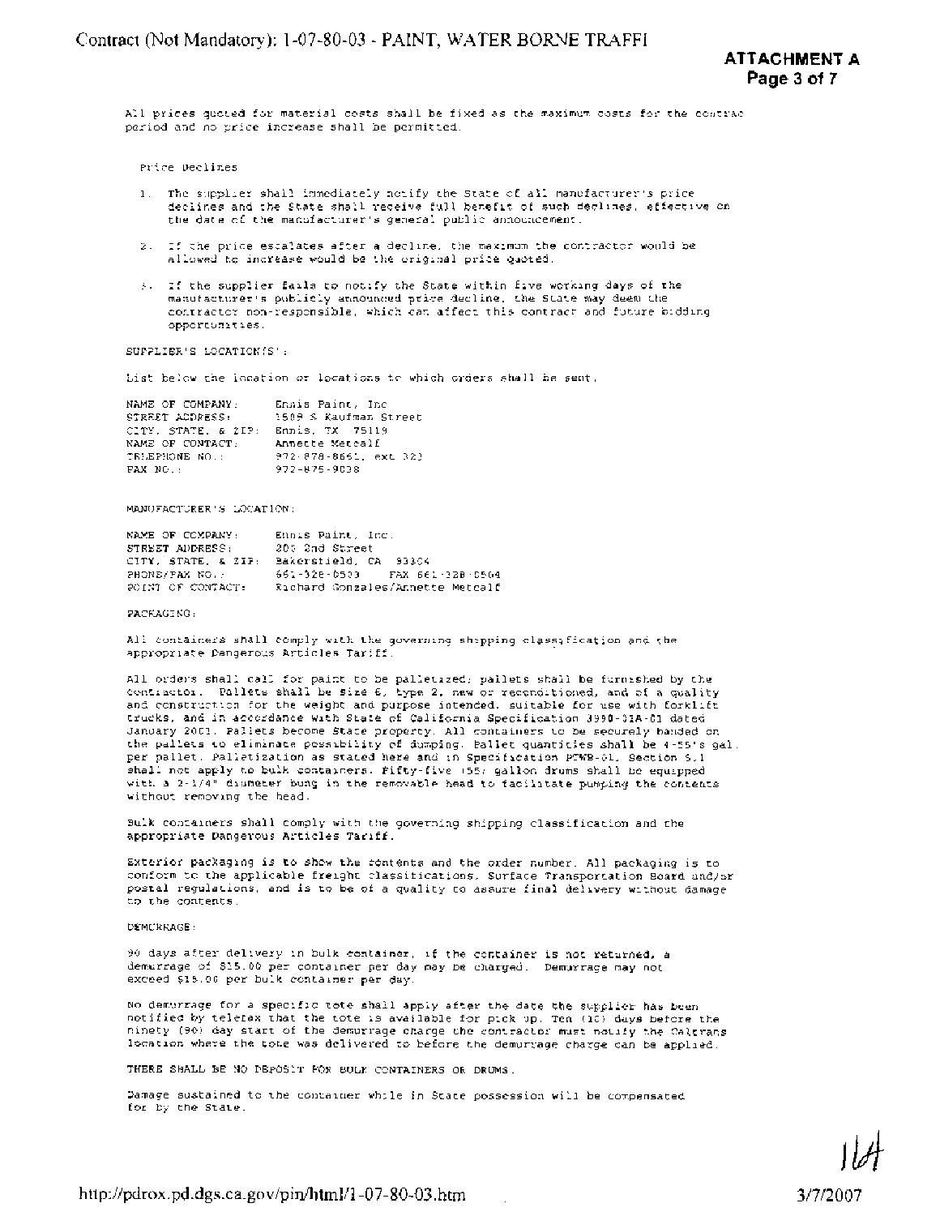All prices quoted for material costs shall be fixed as the maximum costs for the contrac period and no price increase shall be permitted.

Price Declines

1. The supplier shall immediately notify the State of all manufacturer's price declines and the State shall receive full benefit of such declines, effective on the date of the manufacturer's general public announcement.

2. If the price escalates after a decline, the maximum the contractor would be allowed to increase would be the original price quoted.

3. If the supplier fails to notify the State within five working days of the manufacturer's publicly announced price decline, the State may deem the contractor non-responsible, which can affect this contract and future bidding opportunities.

SUPPLIER'S LOCATION(S):

List below the location or locations to which orders shall be sent.

| | |
|---|---|
| NAME OF COMPANY: | Ennis Paint, Inc |
| STREET ADDRESS: | 1509 S Kaufman Street |
| CITY, STATE, & ZIP: | Ennis, TX 75119 |
| NAME OF CONTACT: | Annette Metcalf |
| TELEPHONE NO.: | 972-878-8661, ext 323 |
| FAX NO.: | 972-875-9038 |

MANUFACTURER'S LOCATION:

| | |
|---|---|
| NAME OF COMPANY: | Ennis Paint, Inc. |
| STREET ADDRESS: | 205 2nd Street |
| CITY, STATE, & ZIP: | Bakersfield, CA 93304 |
| PHONE/FAX NO.: | 661-328-0503 FAX 661-328-0504 |
| POINT OF CONTACT: | Richard Gonzales/Annette Metcalf |

PACKAGING:

All containers shall comply with the governing shipping classification and the appropriate Dangerous Articles Tariff.

All orders shall call for paint to be palletized; pallets shall be furnished by the contractor. Pallets shall be size 6, type 2, new or reconditioned, and of a quality and construction for the weight and purpose intended, suitable for use with forklift trucks, and in accordance with State of California Specification 3990-01A-01 dated January 2001. Pallets become State property. All containers to be securely banded on the pallets to eliminate possibility of dumping. Pallet quantities shall be 4-55's gal. per pallet. Palletization as stated here and in Specification PTWB-01, Section 5.1 shall not apply to bulk containers. Fifty-five (55) gallon drums shall be equipped with a 2-1/4" diameter bung in the removable head to facilitate pumping the contents without removing the head.

Bulk containers shall comply with the governing shipping classification and the appropriate Dangerous Articles Tariff.

Exterior packaging is to show the contents and the order number. All packaging is to conform to the applicable freight classifications, Surface Transportation Board and/or postal regulations, and is to be of a quality to assure final delivery without damage to the contents.

DEMURRAGE:

90 days after delivery in bulk container, if the container is not returned, a demurrage of $15.00 per container per day may be charged. Demurrage may not exceed $15.00 per bulk container per day.

No demurrage for a specific tote shall apply after the date the supplier has been notified by telefax that the tote is available for pick up. Ten (10) days before the ninety (90) day start of the demurrage charge the contractor must notify the Caltrans location where the tote was delivered to before the demurrage charge can be applied.

THERE SHALL BE NO DEPOSIT FOR BULK CONTAINERS OR DRUMS.

Damage sustained to the container while in State possession will be compensated for by the State.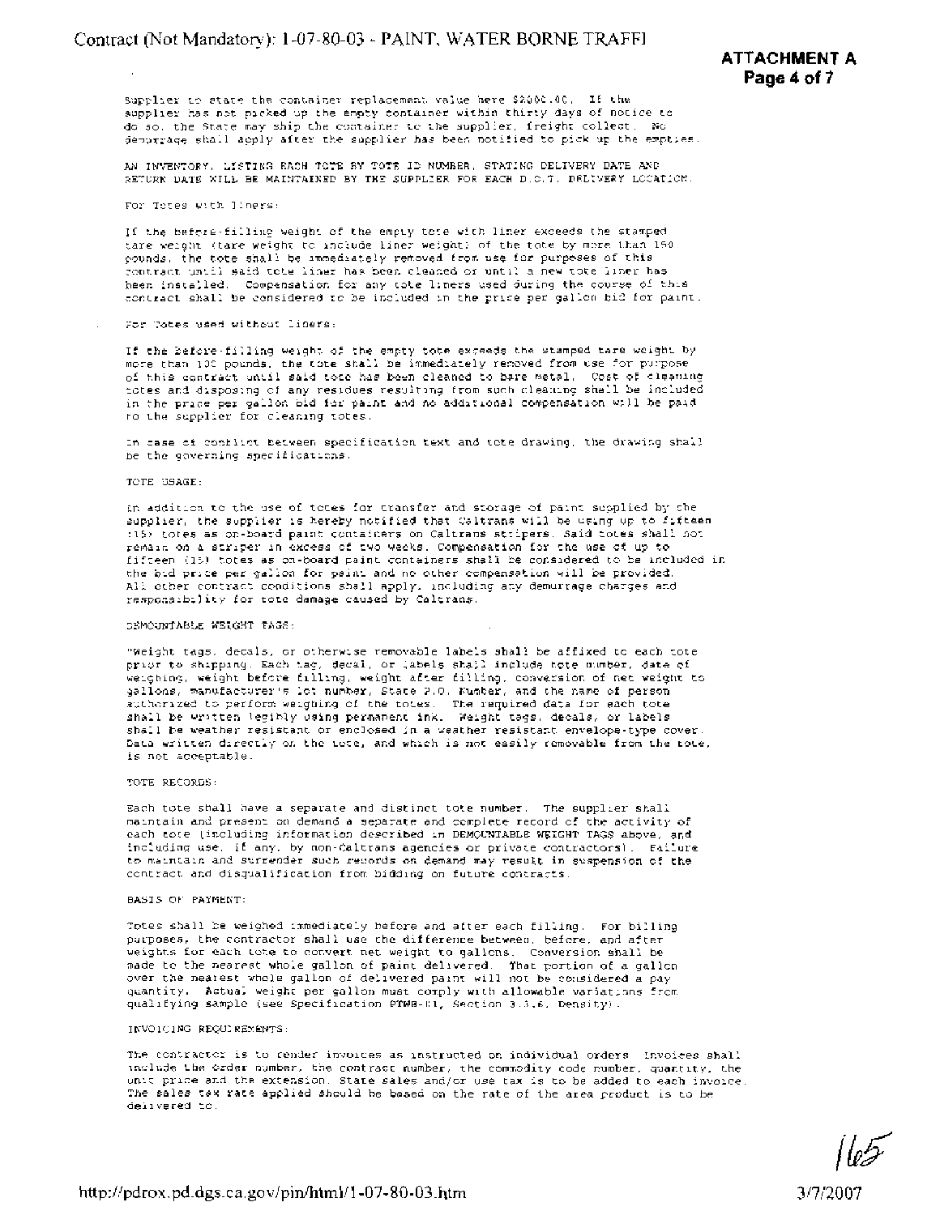supplier to state the container replacement value here $2000.00. If the supplier has not picked up the empty container within thirty days of notice to do so, the State may ship the container to the supplier, freight collect. No demurrage shall apply after the supplier has been notified to pick up the empties.

AN INVENTORY, LISTING EACH TOTE BY TOTE ID NUMBER, STATING DELIVERY DATE AND RETURN DATE WILL BE MAINTAINED BY THE SUPPLIER FOR EACH D.O.T. DELIVERY LOCATION.

For Totes with liners:

If the before-filling weight of the empty tote with liner exceeds the stamped tare weight (tare weight to include liner weight) of the tote by more than 150 pounds, the tote shall be immediately removed from use for purposes of this contract until said tote liner has been cleaned or until a new tote liner has been installed. Compensation for any tote liners used during the course of this contract shall be considered to be included in the price per gallon bid for paint.

For Totes used without liners:

If the before-filling weight of the empty tote exceeds the stamped tare weight by more than 100 pounds, the tote shall be immediately removed from use for purpose of this contract until said tote has been cleaned to bare metal. Cost of cleaning totes and disposing of any residues resulting from such cleaning shall be included in the price per gallon bid for paint and no additional compensation will be paid to the supplier for cleaning totes.

In case of conflict between specification text and tote drawing, the drawing shall be the governing specifications.

TOTE USAGE:

In addition to the use of totes for transfer and storage of paint supplied by the supplier, the supplier is hereby notified that Caltrans will be using up to fifteen (15) totes as on-board paint containers on Caltrans stripers. Said totes shall not remain on a striper in excess of two weeks. Compensation for the use of up to fifteen (15) totes as on-board paint containers shall be considered to be included in the bid price per gallon for paint and no other compensation will be provided. All other contract conditions shall apply, including any demurrage charges and responsibility for tote damage caused by Caltrans.

DEMOUNTABLE WEIGHT TAGS:

"Weight tags, decals, or otherwise removable labels shall be affixed to each tote prior to shipping. Each tag, decal, or labels shall include tote number, date of weighing, weight before filling, weight after filling, conversion of net weight to gallons, manufacturer's lot number, State P.O. Number, and the name of person authorized to perform weighing of the totes. The required data for each tote shall be written legibly using permanent ink. Weight tags, decals, or labels shall be weather resistant or enclosed in a weather resistant envelope-type cover. Data written directly on the tote, and which is not easily removable from the tote, is not acceptable.

TOTE RECORDS:

Each tote shall have a separate and distinct tote number. The supplier shall maintain and present on demand a separate and complete record of the activity of each tote (including information described in DEMOUNTABLE WEIGHT TAGS above, and including use, if any, by non-Caltrans agencies or private contractors). Failure to maintain and surrender such records on demand may result in suspension of the contract and disqualification from bidding on future contracts.

BASIS OF PAYMENT:

Totes shall be weighed immediately before and after each filling. For billing purposes, the contractor shall use the difference between, before, and after weights for each tote to convert net weight to gallons. Conversion shall be made to the nearest whole gallon of paint delivered. That portion of a gallon over the nearest whole gallon of delivered paint will not be considered a pay quantity. Actual weight per gallon must comply with allowable variations from qualifying sample (see Specification PTWB-01, Section 3.3.6, Density).

INVOICING REQUIREMENTS:

The contractor is to render invoices as instructed on individual orders. Invoices shall include the order number, the contract number, the commodity code number, quantity, the unit price and the extension. State sales and/or use tax is to be added to each invoice. The sales tax rate applied should be based on the rate of the area product is to be delivered to.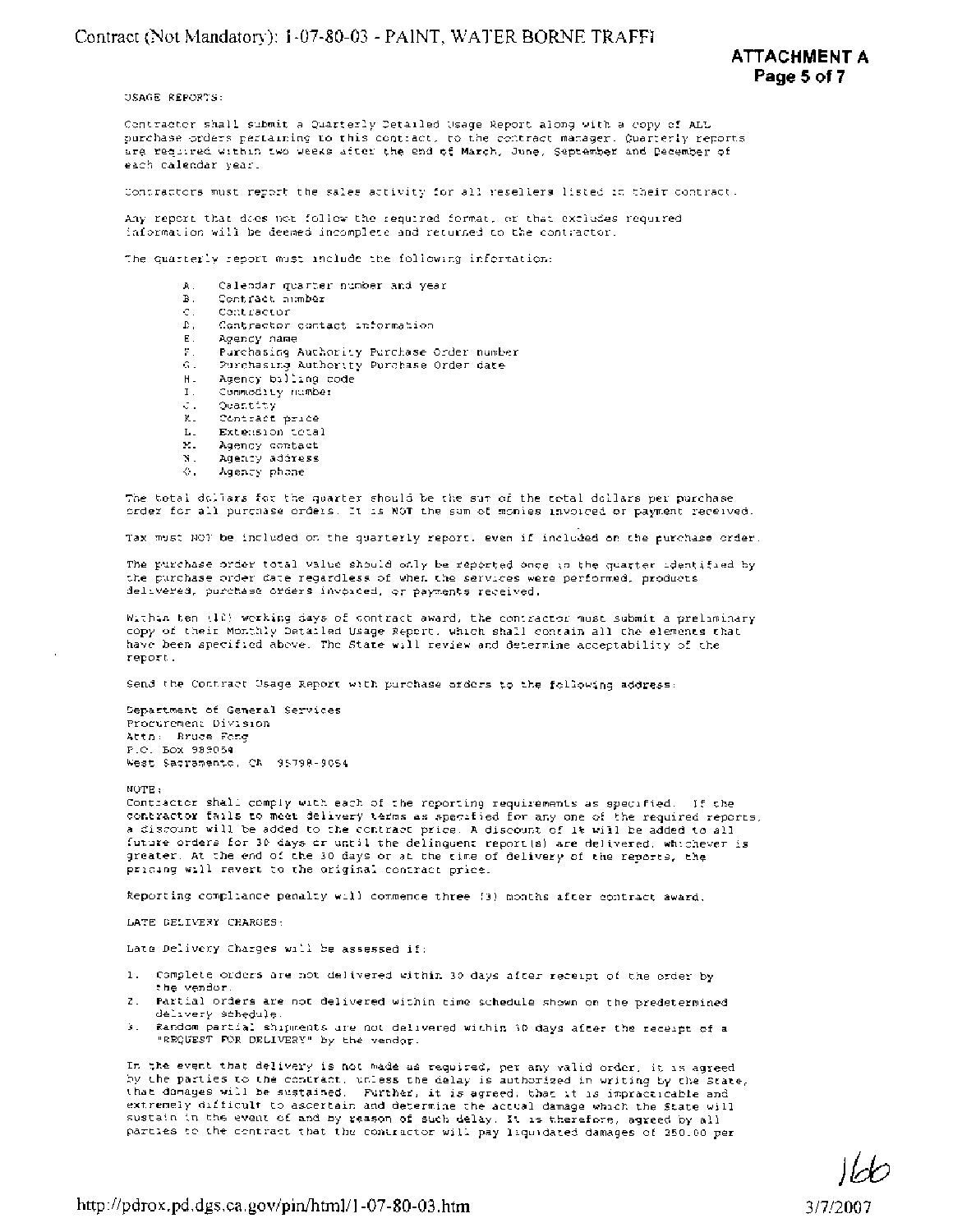ATTACHMENT A
Page 5 of 7

USAGE REPORTS:

Contractor shall submit a Quarterly Detailed Usage Report along with a copy of ALL purchase orders pertaining to this contract, to the contract manager. Quarterly reports are required within two weeks after the end of March, June, September and December of each calendar year.

Contractors must report the sales activity for all resellers listed in their contract.

Any report that does not follow the required format, or that excludes required information will be deemed incomplete and returned to the contractor.

The quarterly report must include the following information:

- A. Calendar quarter number and year
- B. Contract number
- C. Contractor
- D. Contractor contact information
- E. Agency name
- F. Purchasing Authority Purchase Order number
- G. Purchasing Authority Purchase Order date
- H. Agency billing code
- I. Commodity number
- J. Quantity
- K. Contract price
- L. Extension total
- M. Agency contact
- N. Agency address
- O. Agency phone

The total dollars for the quarter should be the sum of the total dollars per purchase order for all purchase orders. It is NOT the sum of monies invoiced or payment received.

Tax must NOT be included on the quarterly report, even if included on the purchase order.

The purchase order total value should only be reported once in the quarter identified by the purchase order date regardless of when the services were performed, products delivered, purchase orders invoiced, or payments received.

Within ten (10) working days of contract award, the contractor must submit a preliminary copy of their Monthly Detailed Usage Report, which shall contain all the elements that have been specified above. The State will review and determine acceptability of the report.

Send the Contract Usage Report with purchase orders to the following address:

Department of General Services
Procurement Division
Attn: Bruce Fong
P.O. Box 989054
West Sacramento, CA 95798-9054

NOTE:
Contractor shall comply with each of the reporting requirements as specified. If the contractor fails to meet delivery terms as specified for any one of the required reports, a discount will be added to the contract price. A discount of 1% will be added to all future orders for 30 days or until the delinquent report(s) are delivered, whichever is greater. At the end of the 30 days or at the time of delivery of the reports, the pricing will revert to the original contract price.

Reporting compliance penalty will commence three (3) months after contract award.

LATE DELIVERY CHARGES:

Late Delivery Charges will be assessed if:

1. Complete orders are not delivered within 30 days after receipt of the order by the vendor.
2. Partial orders are not delivered within time schedule shown on the predetermined delivery schedule.
3. Random partial shipments are not delivered within 10 days after the receipt of a "REQUEST FOR DELIVERY" by the vendor.

In the event that delivery is not made as required, per any valid order, it is agreed by the parties to the contract, unless the delay is authorized in writing by the State, that damages will be sustained. Further, it is agreed, that it is impracticable and extremely difficult to ascertain and determine the actual damage which the State will sustain in the event of and by reason of such delay. It is therefore, agreed by all parties to the contract that the contractor will pay liquidated damages of 250.00 per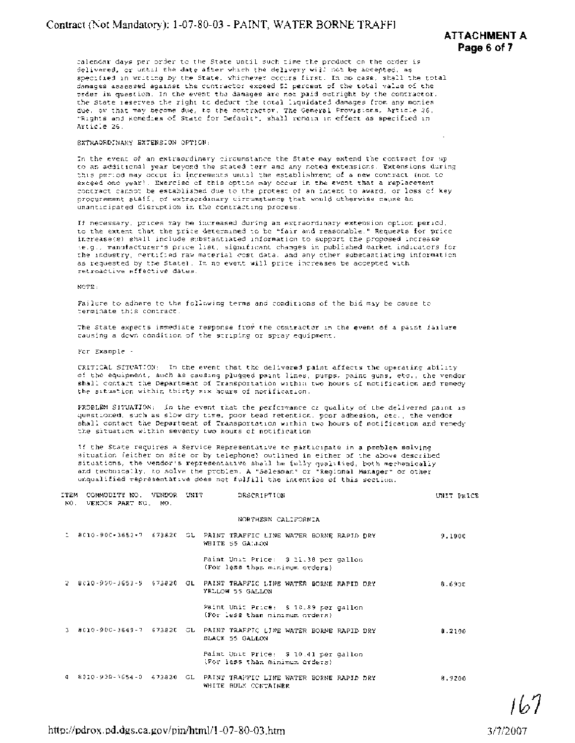calendar days per order to the State until such time the product on the order is delivered, or until the date after which the delivery will not be accepted, as specified in writing by the State, whichever occurs first. In no case, shall the total damages assessed against the contractor exceed 50 percent of the total value of the order in question. In the event the damages are not paid outright by the contractor, the State reserves the right to deduct the total liquidated damages from any monies due, or that may become due, to the contractor. The General Provisions, Article 26, "Rights and Remedies of State for Default", shall remain in effect as specified in Article 26.

EXTRAORDINARY EXTENSION OPTION:

In the event of an extraordinary circumstance the State may extend the contract for up to an additional year beyond the stated term and any noted extensions. Extensions during this period may occur in increments until the establishment of a new contract (not to exceed one year). Exercise of this option may occur in the event that a replacement contract cannot be established due to the protest of an intent to award, or loss of key procurement staff, or extraordinary circumstance that would otherwise cause an unanticipated disruption in the contracting process.

If necessary, prices may be increased during an extraordinary extension option period, to the extent that the price determined to be "fair and reasonable." Requests for price increase(s) shall include substantiated information to support the proposed increase (e.g., manufacturer's price list, significant changes in published market indicators for the industry, certified raw material cost data, and any other substantiating information as requested by the State). In no event will price increases be accepted with retroactive effective dates.

NOTE:

Failure to adhere to the following terms and conditions of the bid may be cause to terminate this contract.

The State expects immediate response from the contractor in the event of a paint failure causing a down condition of the striping or spray equipment.

For Example -

CRITICAL SITUATION: In the event that the delivered paint affects the operating ability of the equipment, such as causing plugged paint lines, pumps, paint guns, etc., the vendor shall contact the Department of Transportation within two hours of notification and remedy the situation within thirty six hours of notification.

PROBLEM SITUATION: In the event that the performance or quality of the delivered paint is questioned, such as slow dry time, poor bead retention, poor adhesion, etc., the vendor shall contact the Department of Transportation within two hours of notification and remedy the situation within seventy two hours of notification

If the State requires a Service Representative to participate in a problem solving situation (either on site or by telephone) outlined in either of the above described situations, the vendor's representative shall be fully qualified, both mechanically and technically, to solve the problem. A "Salesman" or "Regional Manager" or other unqualified representative does not fulfill the intention of this section.

| ITEM NO. | COMMODITY NO. VENDOR PART NO. | VENDOR NO. | UNIT | DESCRIPTION | UNIT PRICE |
|---|---|---|---|---|---|
| | | | | NORTHERN CALIFORNIA | |
| 1 | 8010-900-3652-7 | 673820 | GL | PAINT TRAFFIC LINE WATER BORNE RAPID DRY WHITE 55 GALLON<br>Paint Unit Price: $ 11.38 per gallon (For less than minimum orders) | 9.1900 |
| 2 | 8010-900-3653-5 | 673820 | GL | PAINT TRAFFIC LINE WATER BORNE RAPID DRY YELLOW 55 GALLON<br>Paint Unit Price: $ 10.89 per gallon (For less than minimum orders) | 8.6900 |
| 3 | 8010-900-3649-7 | 673820 | GL | PAINT TRAFFIC LINE WATER BORNE RAPID DRY BLACK 55 GALLON<br>Paint Unit Price: $ 10.41 per gallon (For less than minimum orders) | 8.2100 |
| 4 | 8010-900-3654-3 | 673830 | GL | PAINT TRAFFIC LINE WATER BORNE RAPID DRY WHITE BULK CONTAINER | 8.9200 |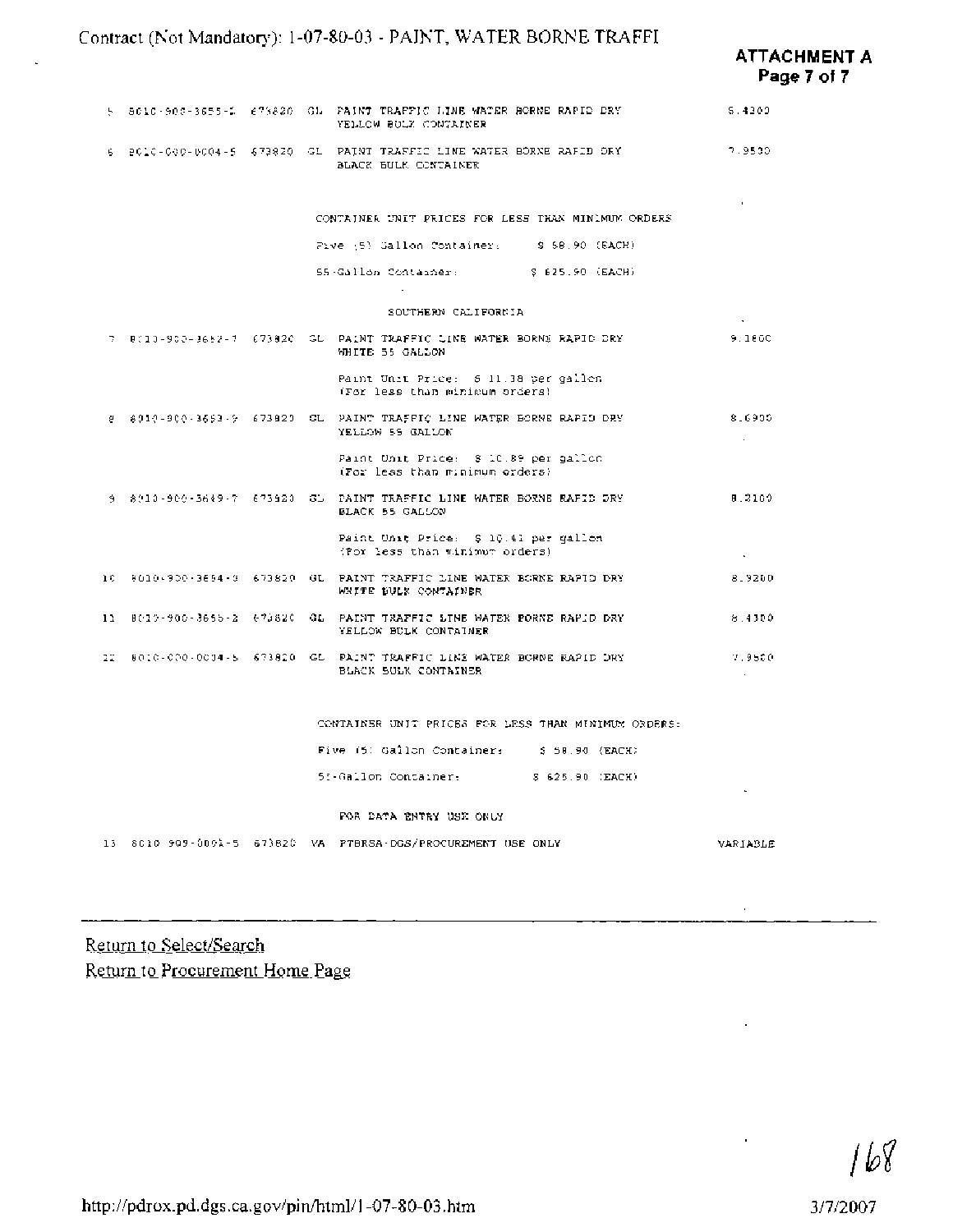Contract (Not Mandatory): 1-07-80-03 - PAINT, WATER BORNE TRAFFI

**ATTACHMENT A**
**Page 7 of 7**

| | | | | | |
|---|---|---|---|---|---|
| 5 | 8010-900-3655-2 | 673820 | GL | PAINT TRAFFIC LINE WATER BORNE RAPID DRY YELLOW BULK CONTAINER | 8.4300 |
| 6 | 8010-000-0004-5 | 673820 | GL | PAINT TRAFFIC LINE WATER BORNE RAPID DRY BLACK BULK CONTAINER | 7.9500 |

CONTAINER UNIT PRICES FOR LESS THAN MINIMUM ORDERS

Five (5) Gallon Container: $ 58.90 (EACH)

55-Gallon Container: $ 625.90 (EACH)

SOUTHERN CALIFORNIA

| | | | | | |
|---|---|---|---|---|---|
| 7 | 8010-900-3652-7 | 673820 | GL | PAINT TRAFFIC LINE WATER BORNE RAPID DRY WHITE 55 GALLON<br><br>Paint Unit Price: $ 11.38 per gallon (For less than minimum orders) | 9.1800 |
| 8 | 8010-900-3653-9 | 673820 | GL | PAINT TRAFFIC LINE WATER BORNE RAPID DRY YELLOW 55 GALLON<br><br>Paint Unit Price: $ 10.89 per gallon (For less than minimum orders) | 8.6900 |
| 9 | 8010-900-3649-7 | 673820 | GL | PAINT TRAFFIC LINE WATER BORNE RAPID DRY BLACK 55 GALLON<br><br>Paint Unit Price: $ 10.41 per gallon (For less than minimum orders) | 8.2100 |
| 10 | 8010-900-3654-0 | 673820 | GL | PAINT TRAFFIC LINE WATER BORNE RAPID DRY WHITE BULK CONTAINER | 8.9200 |
| 11 | 8010-900-3655-2 | 673820 | GL | PAINT TRAFFIC LINE WATER BORNE RAPID DRY YELLOW BULK CONTAINER | 8.4300 |
| 12 | 8010-000-0004-5 | 673820 | GL | PAINT TRAFFIC LINE WATER BORNE RAPID DRY BLACK BULK CONTAINER | 7.9500 |

CONTAINER UNIT PRICES FOR LESS THAN MINIMUM ORDERS:

Five (5) Gallon Container: $ 58.90 (EACH)

55-Gallon Container: $ 625.90 (EACH)

FOR DATA ENTRY USE ONLY

| | | | | | |
|---|---|---|---|---|---|
| 13 | 8010 909-0001-5 | 673820 | VA | PTBRSA-DGS/PROCUREMENT USE ONLY | VARIABLE |

---

Return to Select/Search

Return to Procurement Home Page

168

http://pdrox.pd.dgs.ca.gov/pin/html/1-07-80-03.htm

3/7/2007